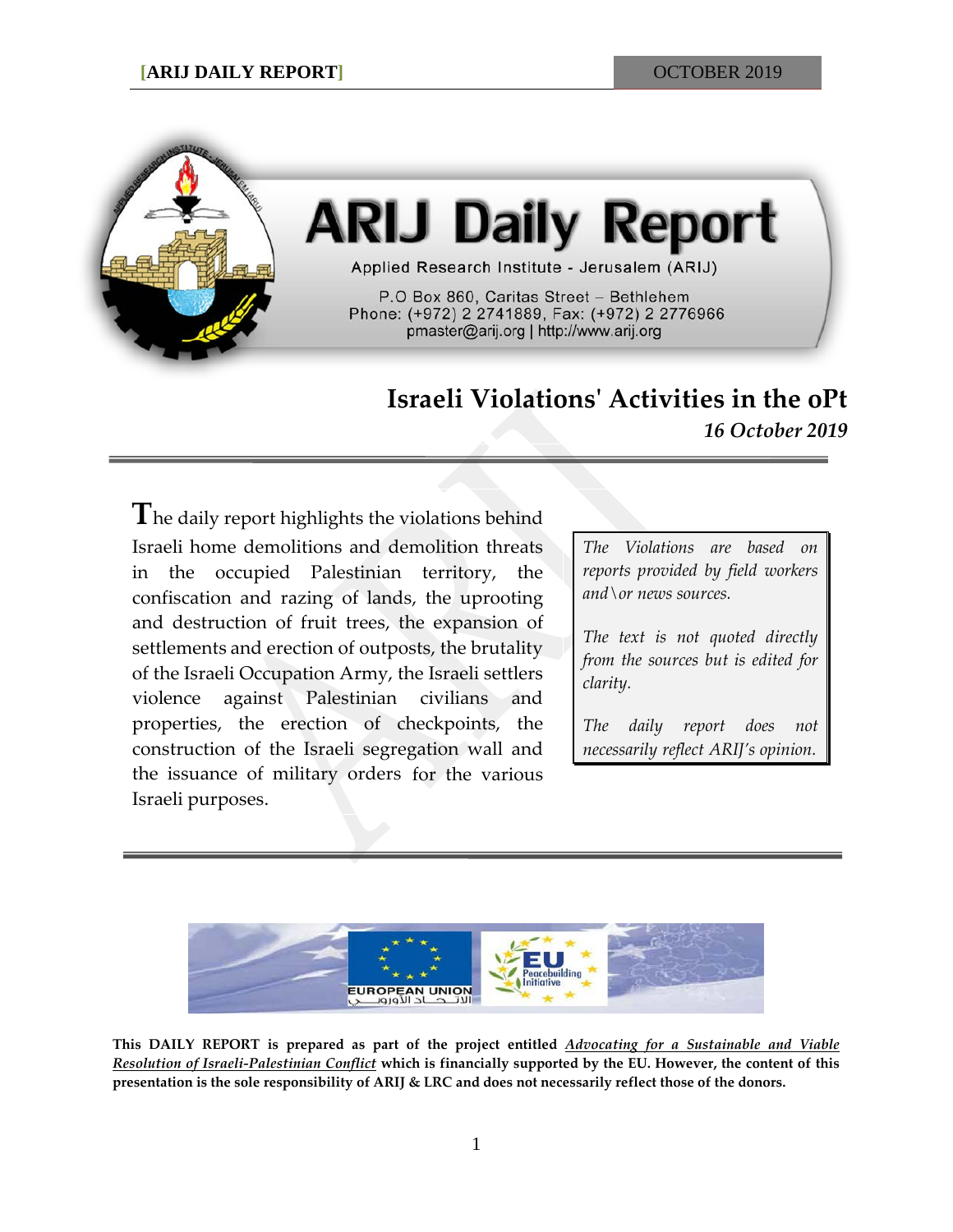# ARIJ Daily Report

Applied Research Institute - Jerusalem (ARIJ)

P.O Box 860, Caritas Street – Bethlehem
Phone: (+972) 2 2741889, Fax: (+972) 2 2776966
pmaster@arij.org | http://www.arij.org

## Israeli Violations' Activities in the oPt

*16 October 2019*

The daily report highlights the violations behind Israeli home demolitions and demolition threats in the occupied Palestinian territory, the confiscation and razing of lands, the uprooting and destruction of fruit trees, the expansion of settlements and erection of outposts, the brutality of the Israeli Occupation Army, the Israeli settlers violence against Palestinian civilians and properties, the erection of checkpoints, the construction of the Israeli segregation wall and the issuance of military orders for the various Israeli purposes.

*The Violations are based on reports provided by field workers and\or news sources.*

*The text is not quoted directly from the sources but is edited for clarity.*

*The daily report does not necessarily reflect ARIJ's opinion.*

EUROPEAN UNION الاتحاد الأوروبي

EU Peacebuilding Initiative

**This DAILY REPORT is prepared as part of the project entitled *Advocating for a Sustainable and Viable Resolution of Israeli-Palestinian Conflict* which is financially supported by the EU. However, the content of this presentation is the sole responsibility of ARIJ & LRC and does not necessarily reflect those of the donors.**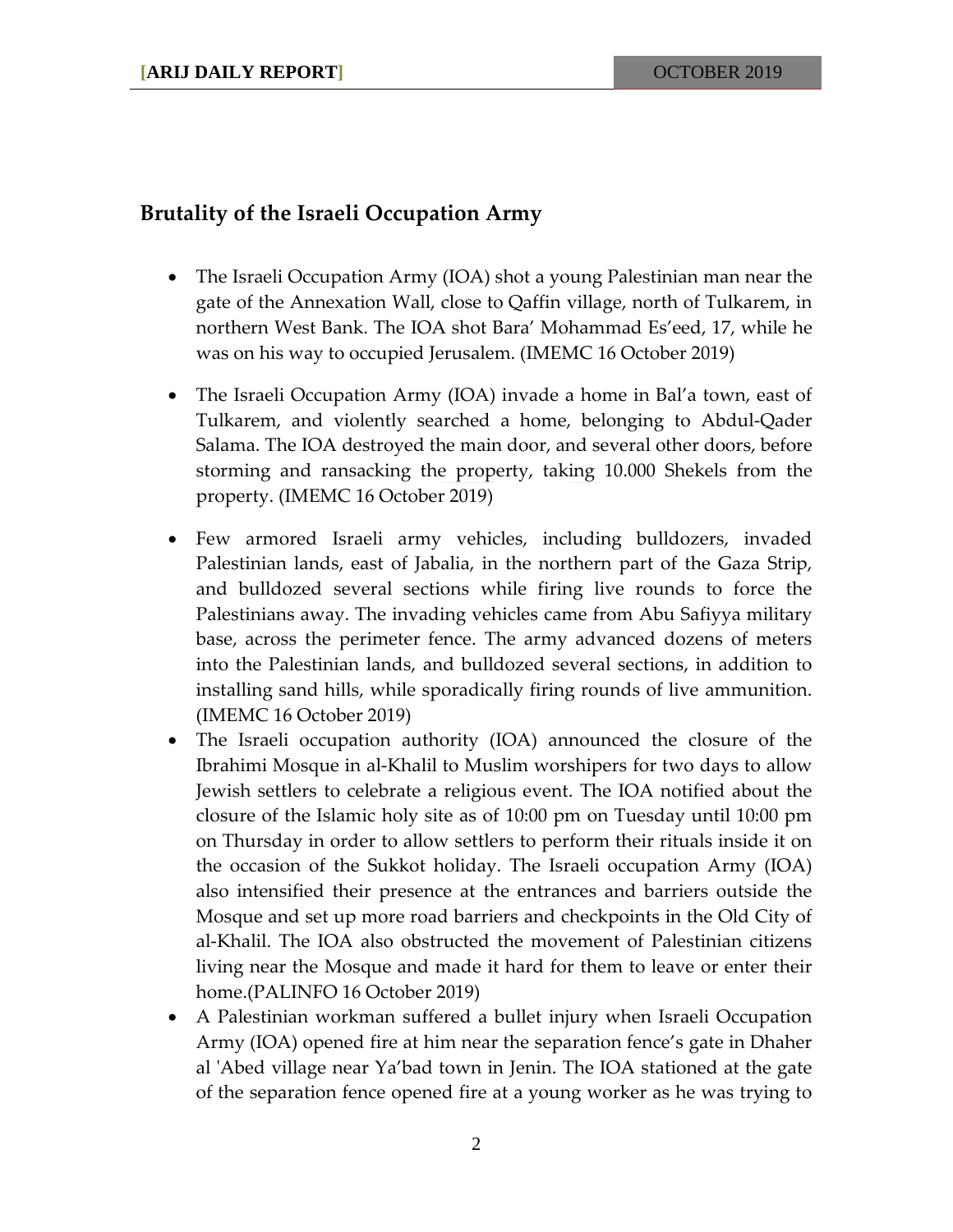## Brutality of the Israeli Occupation Army

- The Israeli Occupation Army (IOA) shot a young Palestinian man near the gate of the Annexation Wall, close to Qaffin village, north of Tulkarem, in northern West Bank. The IOA shot Bara' Mohammad Es'eed, 17, while he was on his way to occupied Jerusalem. (IMEMC 16 October 2019)

- The Israeli Occupation Army (IOA) invade a home in Bal'a town, east of Tulkarem, and violently searched a home, belonging to Abdul-Qader Salama. The IOA destroyed the main door, and several other doors, before storming and ransacking the property, taking 10.000 Shekels from the property. (IMEMC 16 October 2019)

- Few armored Israeli army vehicles, including bulldozers, invaded Palestinian lands, east of Jabalia, in the northern part of the Gaza Strip, and bulldozed several sections while firing live rounds to force the Palestinians away. The invading vehicles came from Abu Safiyya military base, across the perimeter fence. The army advanced dozens of meters into the Palestinian lands, and bulldozed several sections, in addition to installing sand hills, while sporadically firing rounds of live ammunition. (IMEMC 16 October 2019)
- The Israeli occupation authority (IOA) announced the closure of the Ibrahimi Mosque in al-Khalil to Muslim worshipers for two days to allow Jewish settlers to celebrate a religious event. The IOA notified about the closure of the Islamic holy site as of 10:00 pm on Tuesday until 10:00 pm on Thursday in order to allow settlers to perform their rituals inside it on the occasion of the Sukkot holiday. The Israeli occupation Army (IOA) also intensified their presence at the entrances and barriers outside the Mosque and set up more road barriers and checkpoints in the Old City of al-Khalil. The IOA also obstructed the movement of Palestinian citizens living near the Mosque and made it hard for them to leave or enter their home.(PALINFO 16 October 2019)
- A Palestinian workman suffered a bullet injury when Israeli Occupation Army (IOA) opened fire at him near the separation fence's gate in Dhaher al 'Abed village near Ya'bad town in Jenin. The IOA stationed at the gate of the separation fence opened fire at a young worker as he was trying to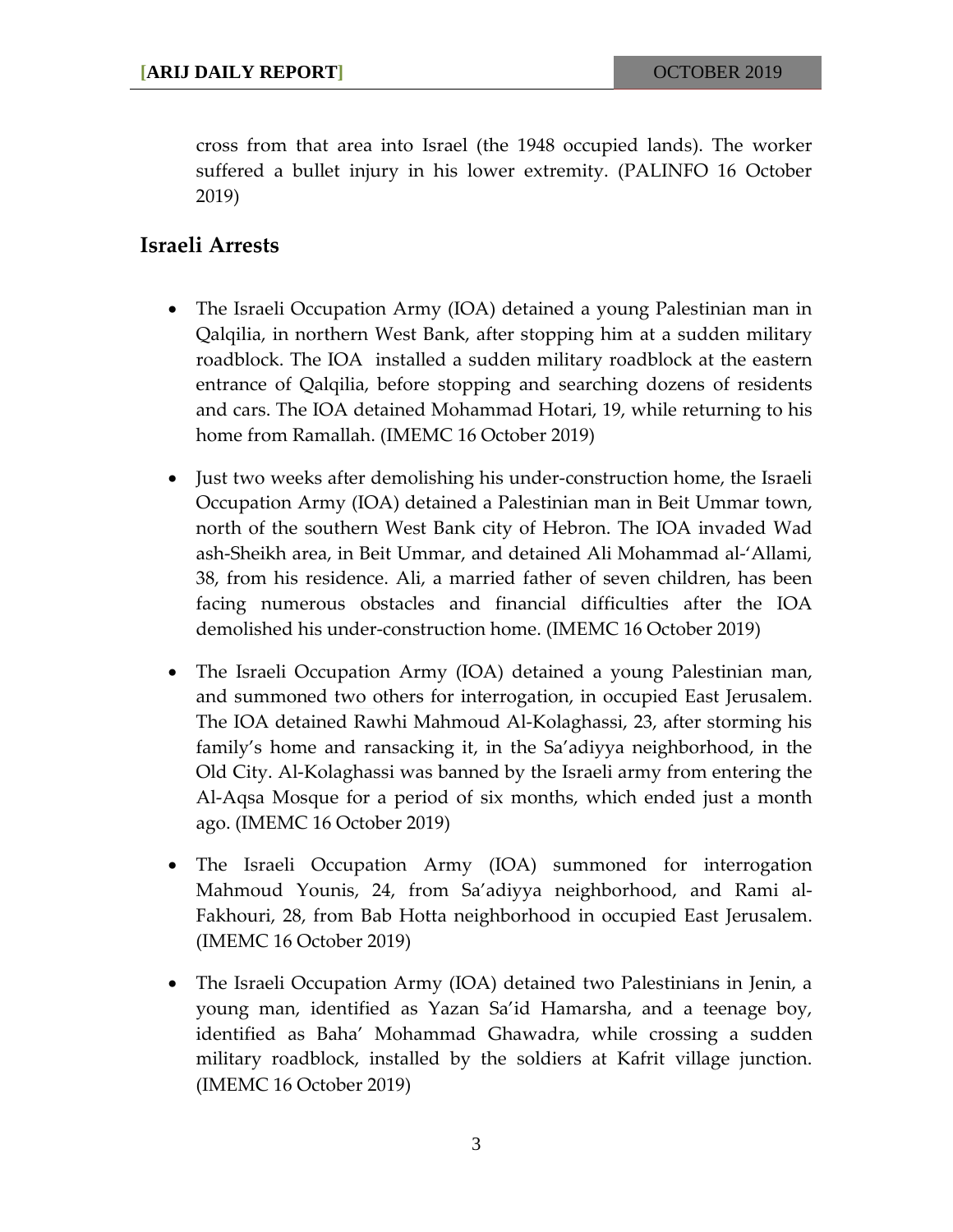cross from that area into Israel (the 1948 occupied lands). The worker suffered a bullet injury in his lower extremity. (PALINFO 16 October 2019)

## Israeli Arrests

- The Israeli Occupation Army (IOA) detained a young Palestinian man in Qalqilia, in northern West Bank, after stopping him at a sudden military roadblock. The IOA installed a sudden military roadblock at the eastern entrance of Qalqilia, before stopping and searching dozens of residents and cars. The IOA detained Mohammad Hotari, 19, while returning to his home from Ramallah. (IMEMC 16 October 2019)

- Just two weeks after demolishing his under-construction home, the Israeli Occupation Army (IOA) detained a Palestinian man in Beit Ummar town, north of the southern West Bank city of Hebron. The IOA invaded Wad ash-Sheikh area, in Beit Ummar, and detained Ali Mohammad al-'Allami, 38, from his residence. Ali, a married father of seven children, has been facing numerous obstacles and financial difficulties after the IOA demolished his under-construction home. (IMEMC 16 October 2019)

- The Israeli Occupation Army (IOA) detained a young Palestinian man, and summoned two others for interrogation, in occupied East Jerusalem. The IOA detained Rawhi Mahmoud Al-Kolaghassi, 23, after storming his family's home and ransacking it, in the Sa'adiyya neighborhood, in the Old City. Al-Kolaghassi was banned by the Israeli army from entering the Al-Aqsa Mosque for a period of six months, which ended just a month ago. (IMEMC 16 October 2019)

- The Israeli Occupation Army (IOA) summoned for interrogation Mahmoud Younis, 24, from Sa'adiyya neighborhood, and Rami al-Fakhouri, 28, from Bab Hotta neighborhood in occupied East Jerusalem. (IMEMC 16 October 2019)

- The Israeli Occupation Army (IOA) detained two Palestinians in Jenin, a young man, identified as Yazan Sa'id Hamarsha, and a teenage boy, identified as Baha' Mohammad Ghawadra, while crossing a sudden military roadblock, installed by the soldiers at Kafrit village junction. (IMEMC 16 October 2019)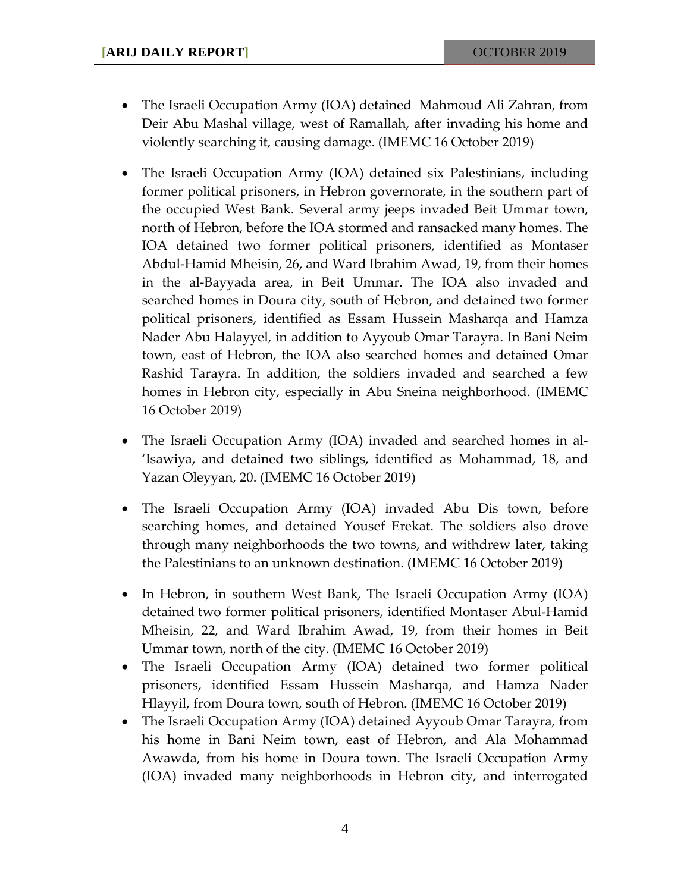- The Israeli Occupation Army (IOA) detained Mahmoud Ali Zahran, from Deir Abu Mashal village, west of Ramallah, after invading his home and violently searching it, causing damage. (IMEMC 16 October 2019)

- The Israeli Occupation Army (IOA) detained six Palestinians, including former political prisoners, in Hebron governorate, in the southern part of the occupied West Bank. Several army jeeps invaded Beit Ummar town, north of Hebron, before the IOA stormed and ransacked many homes. The IOA detained two former political prisoners, identified as Montaser Abdul-Hamid Mheisin, 26, and Ward Ibrahim Awad, 19, from their homes in the al-Bayyada area, in Beit Ummar. The IOA also invaded and searched homes in Doura city, south of Hebron, and detained two former political prisoners, identified as Essam Hussein Masharqa and Hamza Nader Abu Halayyel, in addition to Ayyoub Omar Tarayra. In Bani Neim town, east of Hebron, the IOA also searched homes and detained Omar Rashid Tarayra. In addition, the soldiers invaded and searched a few homes in Hebron city, especially in Abu Sneina neighborhood. (IMEMC 16 October 2019)

- The Israeli Occupation Army (IOA) invaded and searched homes in al-'Isawiya, and detained two siblings, identified as Mohammad, 18, and Yazan Oleyyan, 20. (IMEMC 16 October 2019)

- The Israeli Occupation Army (IOA) invaded Abu Dis town, before searching homes, and detained Yousef Erekat. The soldiers also drove through many neighborhoods the two towns, and withdrew later, taking the Palestinians to an unknown destination. (IMEMC 16 October 2019)

- In Hebron, in southern West Bank, The Israeli Occupation Army (IOA) detained two former political prisoners, identified Montaser Abul-Hamid Mheisin, 22, and Ward Ibrahim Awad, 19, from their homes in Beit Ummar town, north of the city. (IMEMC 16 October 2019)
- The Israeli Occupation Army (IOA) detained two former political prisoners, identified Essam Hussein Masharqa, and Hamza Nader Hlayyil, from Doura town, south of Hebron. (IMEMC 16 October 2019)
- The Israeli Occupation Army (IOA) detained Ayyoub Omar Tarayra, from his home in Bani Neim town, east of Hebron, and Ala Mohammad Awawda, from his home in Doura town. The Israeli Occupation Army (IOA) invaded many neighborhoods in Hebron city, and interrogated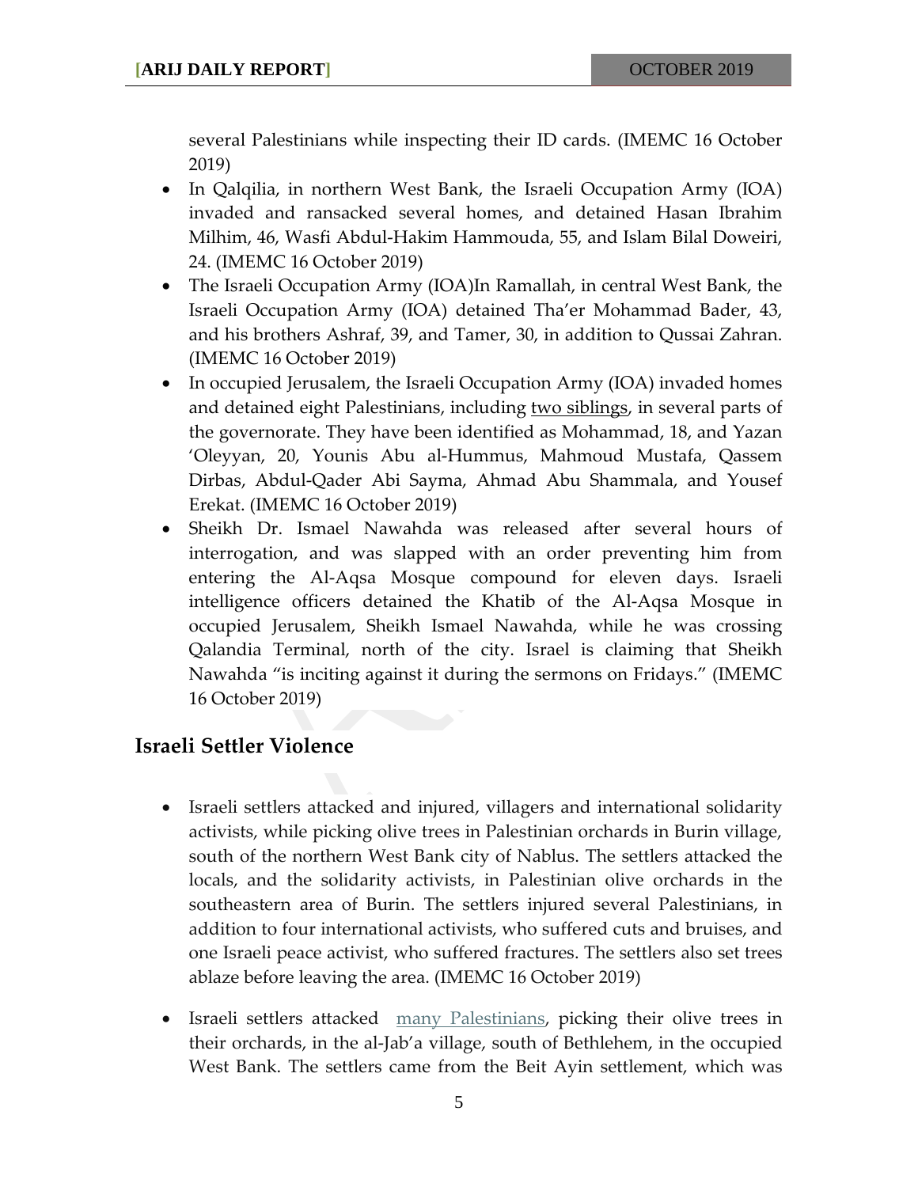several Palestinians while inspecting their ID cards. (IMEMC 16 October 2019)

- In Qalqilia, in northern West Bank, the Israeli Occupation Army (IOA) invaded and ransacked several homes, and detained Hasan Ibrahim Milhim, 46, Wasfi Abdul-Hakim Hammouda, 55, and Islam Bilal Doweiri, 24. (IMEMC 16 October 2019)
- The Israeli Occupation Army (IOA)In Ramallah, in central West Bank, the Israeli Occupation Army (IOA) detained Tha'er Mohammad Bader, 43, and his brothers Ashraf, 39, and Tamer, 30, in addition to Qussai Zahran. (IMEMC 16 October 2019)
- In occupied Jerusalem, the Israeli Occupation Army (IOA) invaded homes and detained eight Palestinians, including two siblings, in several parts of the governorate. They have been identified as Mohammad, 18, and Yazan 'Oleyyan, 20, Younis Abu al-Hummus, Mahmoud Mustafa, Qassem Dirbas, Abdul-Qader Abi Sayma, Ahmad Abu Shammala, and Yousef Erekat. (IMEMC 16 October 2019)
- Sheikh Dr. Ismael Nawahda was released after several hours of interrogation, and was slapped with an order preventing him from entering the Al-Aqsa Mosque compound for eleven days. Israeli intelligence officers detained the Khatib of the Al-Aqsa Mosque in occupied Jerusalem, Sheikh Ismael Nawahda, while he was crossing Qalandia Terminal, north of the city. Israel is claiming that Sheikh Nawahda "is inciting against it during the sermons on Fridays." (IMEMC 16 October 2019)

## Israeli Settler Violence

- Israeli settlers attacked and injured, villagers and international solidarity activists, while picking olive trees in Palestinian orchards in Burin village, south of the northern West Bank city of Nablus. The settlers attacked the locals, and the solidarity activists, in Palestinian olive orchards in the southeastern area of Burin. The settlers injured several Palestinians, in addition to four international activists, who suffered cuts and bruises, and one Israeli peace activist, who suffered fractures. The settlers also set trees ablaze before leaving the area. (IMEMC 16 October 2019)

- Israeli settlers attacked many Palestinians, picking their olive trees in their orchards, in the al-Jab'a village, south of Bethlehem, in the occupied West Bank. The settlers came from the Beit Ayin settlement, which was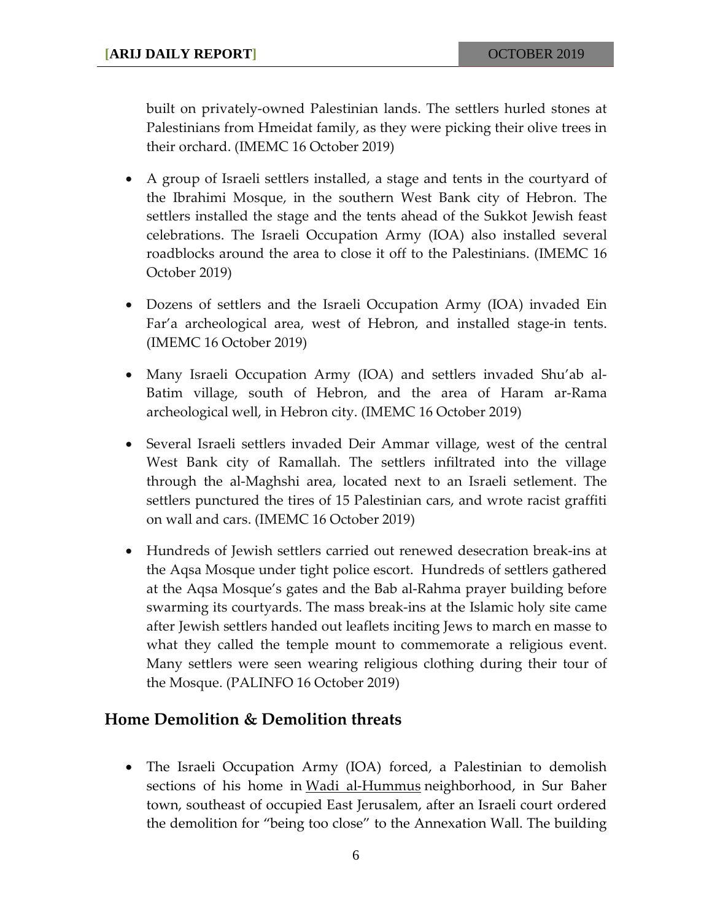built on privately-owned Palestinian lands. The settlers hurled stones at Palestinians from Hmeidat family, as they were picking their olive trees in their orchard. (IMEMC 16 October 2019)

- A group of Israeli settlers installed, a stage and tents in the courtyard of the Ibrahimi Mosque, in the southern West Bank city of Hebron. The settlers installed the stage and the tents ahead of the Sukkot Jewish feast celebrations. The Israeli Occupation Army (IOA) also installed several roadblocks around the area to close it off to the Palestinians. (IMEMC 16 October 2019)

- Dozens of settlers and the Israeli Occupation Army (IOA) invaded Ein Far'a archeological area, west of Hebron, and installed stage-in tents. (IMEMC 16 October 2019)

- Many Israeli Occupation Army (IOA) and settlers invaded Shu'ab al-Batim village, south of Hebron, and the area of Haram ar-Rama archeological well, in Hebron city. (IMEMC 16 October 2019)

- Several Israeli settlers invaded Deir Ammar village, west of the central West Bank city of Ramallah. The settlers infiltrated into the village through the al-Maghshi area, located next to an Israeli setlement. The settlers punctured the tires of 15 Palestinian cars, and wrote racist graffiti on wall and cars. (IMEMC 16 October 2019)

- Hundreds of Jewish settlers carried out renewed desecration break-ins at the Aqsa Mosque under tight police escort. Hundreds of settlers gathered at the Aqsa Mosque's gates and the Bab al-Rahma prayer building before swarming its courtyards. The mass break-ins at the Islamic holy site came after Jewish settlers handed out leaflets inciting Jews to march en masse to what they called the temple mount to commemorate a religious event. Many settlers were seen wearing religious clothing during their tour of the Mosque. (PALINFO 16 October 2019)

## Home Demolition & Demolition threats

- The Israeli Occupation Army (IOA) forced, a Palestinian to demolish sections of his home in Wadi al-Hummus neighborhood, in Sur Baher town, southeast of occupied East Jerusalem, after an Israeli court ordered the demolition for "being too close" to the Annexation Wall. The building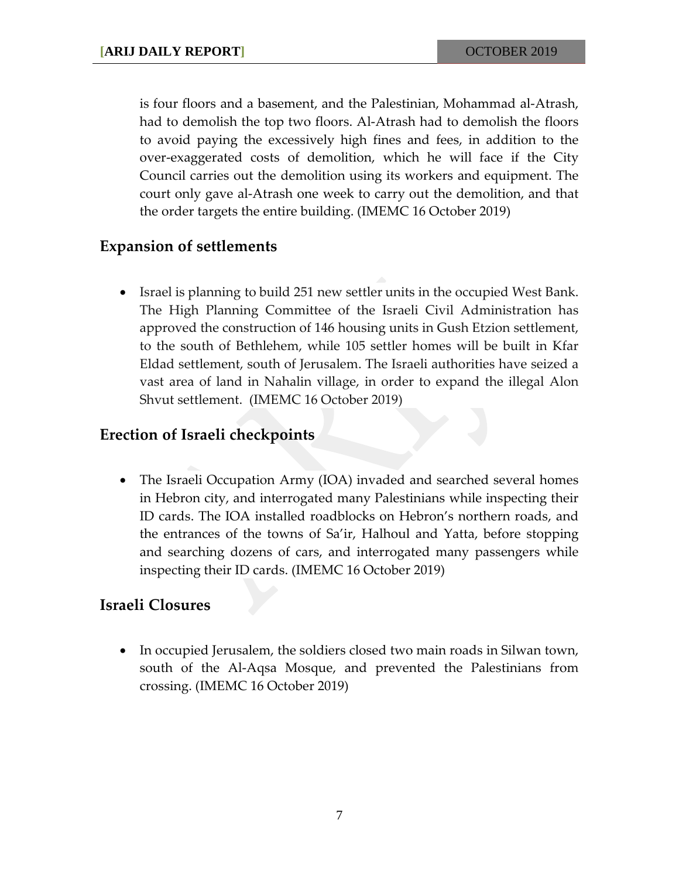is four floors and a basement, and the Palestinian, Mohammad al-Atrash, had to demolish the top two floors. Al-Atrash had to demolish the floors to avoid paying the excessively high fines and fees, in addition to the over-exaggerated costs of demolition, which he will face if the City Council carries out the demolition using its workers and equipment. The court only gave al-Atrash one week to carry out the demolition, and that the order targets the entire building. (IMEMC 16 October 2019)

## Expansion of settlements

- Israel is planning to build 251 new settler units in the occupied West Bank. The High Planning Committee of the Israeli Civil Administration has approved the construction of 146 housing units in Gush Etzion settlement, to the south of Bethlehem, while 105 settler homes will be built in Kfar Eldad settlement, south of Jerusalem. The Israeli authorities have seized a vast area of land in Nahalin village, in order to expand the illegal Alon Shvut settlement. (IMEMC 16 October 2019)

## Erection of Israeli checkpoints

- The Israeli Occupation Army (IOA) invaded and searched several homes in Hebron city, and interrogated many Palestinians while inspecting their ID cards. The IOA installed roadblocks on Hebron's northern roads, and the entrances of the towns of Sa'ir, Halhoul and Yatta, before stopping and searching dozens of cars, and interrogated many passengers while inspecting their ID cards. (IMEMC 16 October 2019)

## Israeli Closures

- In occupied Jerusalem, the soldiers closed two main roads in Silwan town, south of the Al-Aqsa Mosque, and prevented the Palestinians from crossing. (IMEMC 16 October 2019)